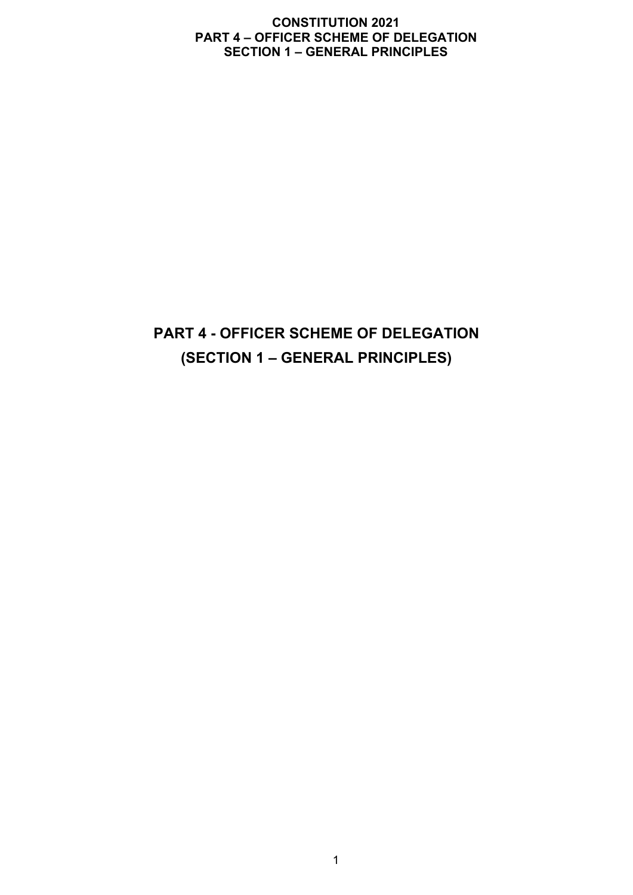# PART 4 - OFFICER SCHEME OF DELEGATION

## (SECTION 1 – GENERAL PRINCIPLES)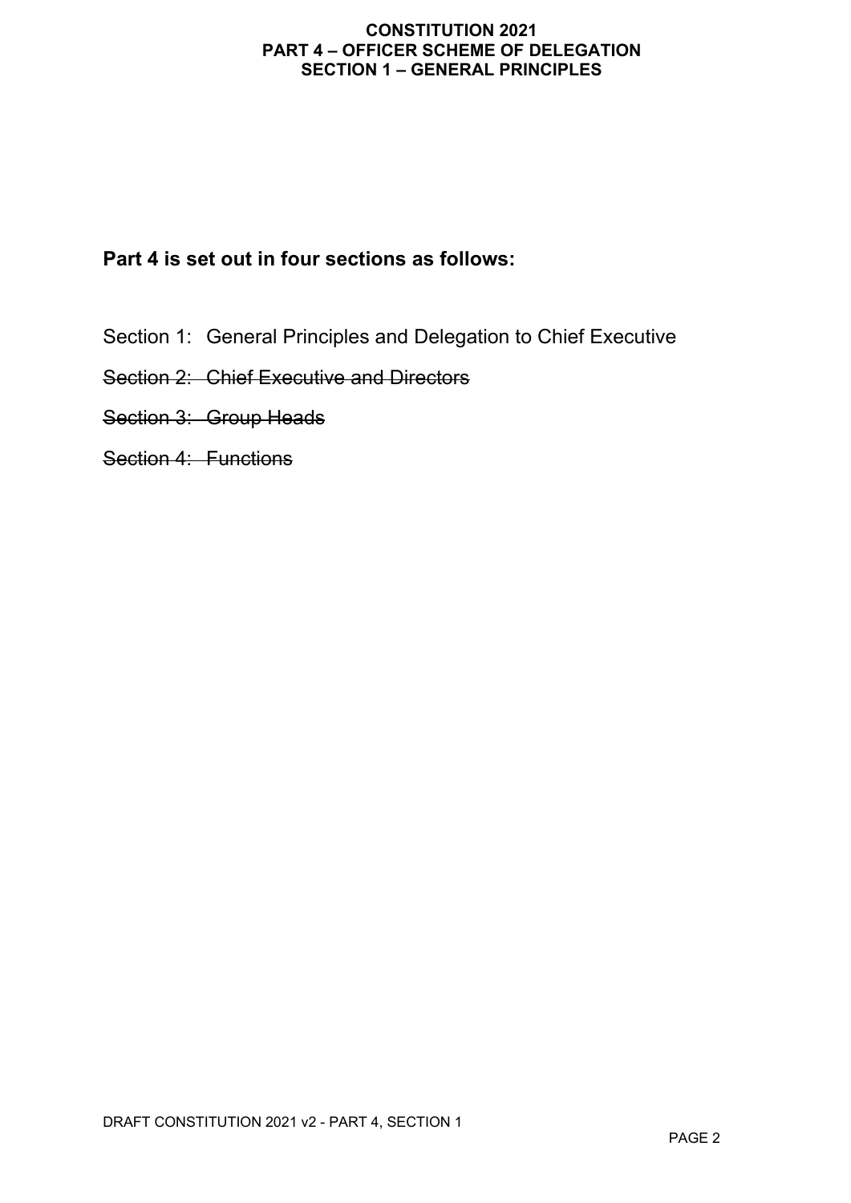**Part 4 is set out in four sections as follows:**

Section 1: General Principles and Delegation to Chief Executive

~~Section 2: Chief Executive and Directors~~

~~Section 3: Group Heads~~

~~Section 4: Functions~~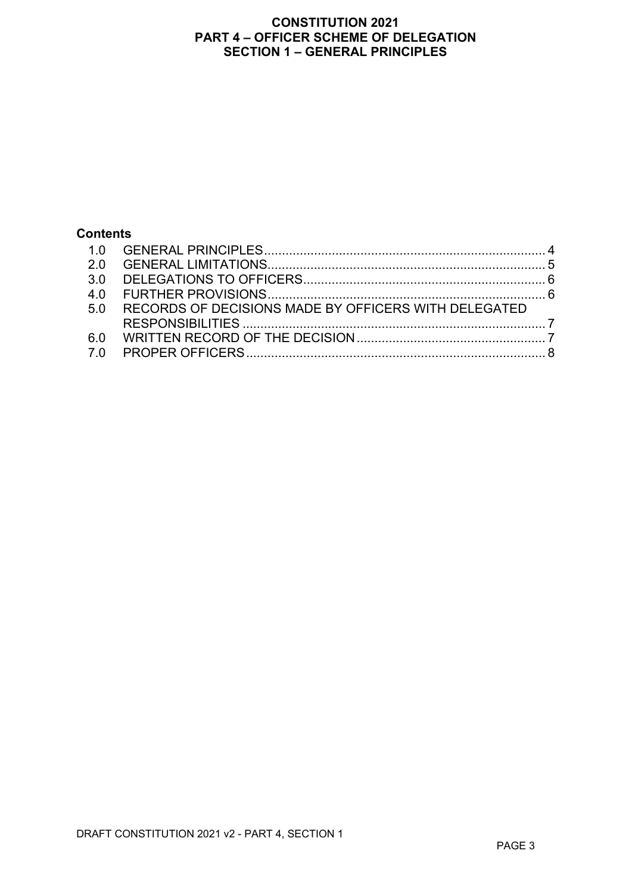# CONSTITUTION 2021
## PART 4 – OFFICER SCHEME OF DELEGATION
## SECTION 1 – GENERAL PRINCIPLES

**Contents**

| | | |
|---|---|---|
| 1.0 | GENERAL PRINCIPLES | 4 |
| 2.0 | GENERAL LIMITATIONS | 5 |
| 3.0 | DELEGATIONS TO OFFICERS | 6 |
| 4.0 | FURTHER PROVISIONS | 6 |
| 5.0 | RECORDS OF DECISIONS MADE BY OFFICERS WITH DELEGATED RESPONSIBILITIES | 7 |
| 6.0 | WRITTEN RECORD OF THE DECISION | 7 |
| 7.0 | PROPER OFFICERS | 8 |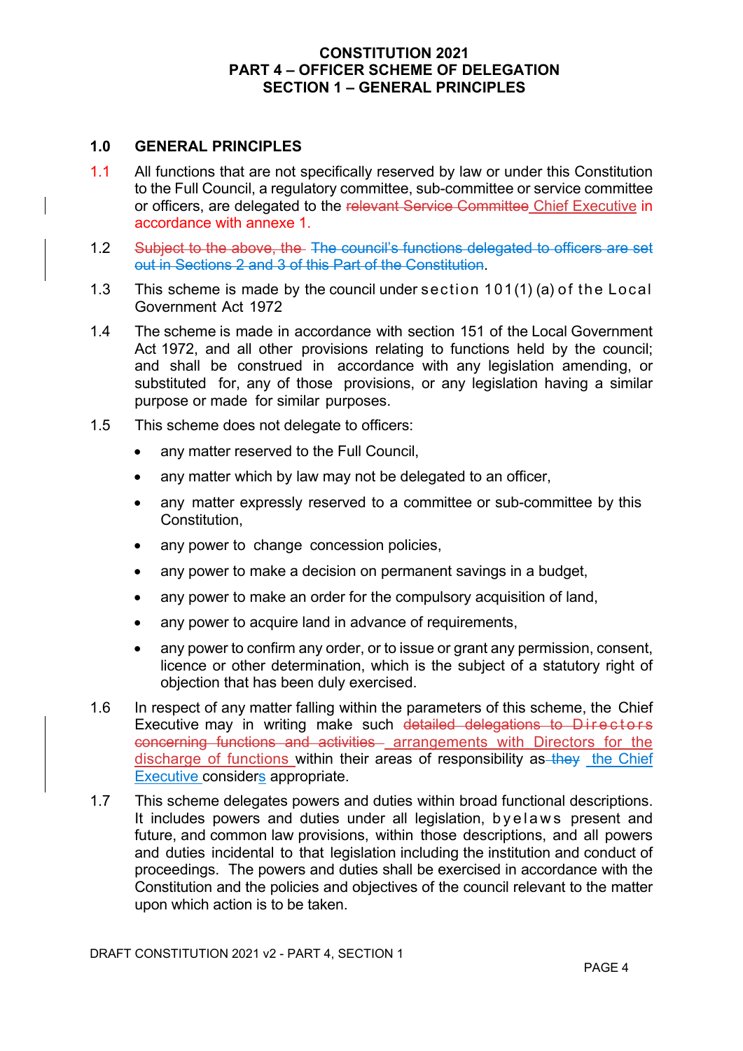# CONSTITUTION 2021
# PART 4 – OFFICER SCHEME OF DELEGATION
# SECTION 1 – GENERAL PRINCIPLES

## 1.0 GENERAL PRINCIPLES

1.1 All functions that are not specifically reserved by law or under this Constitution to the Full Council, a regulatory committee, sub-committee or service committee or officers, are delegated to the ~~relevant Service Committee~~ Chief Executive in accordance with annexe 1.

1.2 ~~Subject to the above, the~~ ~~The council's functions delegated to officers are set out in Sections 2 and 3 of this Part of the Constitution~~.

1.3 This scheme is made by the council under section 101(1) (a) of the Local Government Act 1972

1.4 The scheme is made in accordance with section 151 of the Local Government Act 1972, and all other provisions relating to functions held by the council; and shall be construed in accordance with any legislation amending, or substituted for, any of those provisions, or any legislation having a similar purpose or made for similar purposes.

1.5 This scheme does not delegate to officers:

- any matter reserved to the Full Council,
- any matter which by law may not be delegated to an officer,
- any matter expressly reserved to a committee or sub-committee by this Constitution,
- any power to change concession policies,
- any power to make a decision on permanent savings in a budget,
- any power to make an order for the compulsory acquisition of land,
- any power to acquire land in advance of requirements,
- any power to confirm any order, or to issue or grant any permission, consent, licence or other determination, which is the subject of a statutory right of objection that has been duly exercised.

1.6 In respect of any matter falling within the parameters of this scheme, the Chief Executive may in writing make such ~~detailed delegations to Directors concerning functions and activities~~ arrangements with Directors for the discharge of functions within their areas of responsibility as ~~they~~ the Chief Executive considers appropriate.

1.7 This scheme delegates powers and duties within broad functional descriptions. It includes powers and duties under all legislation, byelaws present and future, and common law provisions, within those descriptions, and all powers and duties incidental to that legislation including the institution and conduct of proceedings. The powers and duties shall be exercised in accordance with the Constitution and the policies and objectives of the council relevant to the matter upon which action is to be taken.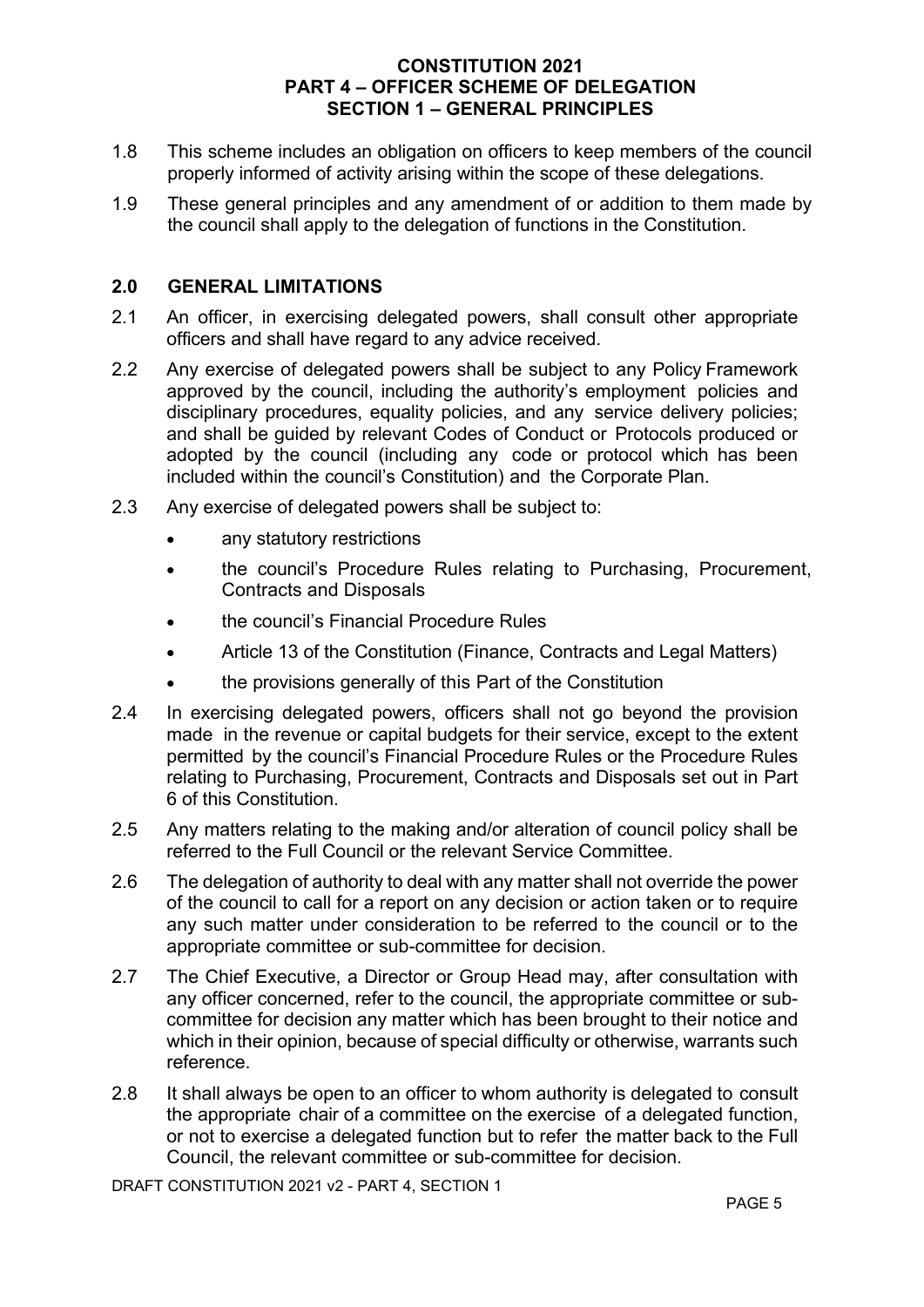1.8 This scheme includes an obligation on officers to keep members of the council properly informed of activity arising within the scope of these delegations.

1.9 These general principles and any amendment of or addition to them made by the council shall apply to the delegation of functions in the Constitution.

## 2.0 GENERAL LIMITATIONS

2.1 An officer, in exercising delegated powers, shall consult other appropriate officers and shall have regard to any advice received.

2.2 Any exercise of delegated powers shall be subject to any Policy Framework approved by the council, including the authority's employment policies and disciplinary procedures, equality policies, and any service delivery policies; and shall be guided by relevant Codes of Conduct or Protocols produced or adopted by the council (including any code or protocol which has been included within the council's Constitution) and the Corporate Plan.

2.3 Any exercise of delegated powers shall be subject to:

- any statutory restrictions
- the council's Procedure Rules relating to Purchasing, Procurement, Contracts and Disposals
- the council's Financial Procedure Rules
- Article 13 of the Constitution (Finance, Contracts and Legal Matters)
- the provisions generally of this Part of the Constitution

2.4 In exercising delegated powers, officers shall not go beyond the provision made in the revenue or capital budgets for their service, except to the extent permitted by the council's Financial Procedure Rules or the Procedure Rules relating to Purchasing, Procurement, Contracts and Disposals set out in Part 6 of this Constitution.

2.5 Any matters relating to the making and/or alteration of council policy shall be referred to the Full Council or the relevant Service Committee.

2.6 The delegation of authority to deal with any matter shall not override the power of the council to call for a report on any decision or action taken or to require any such matter under consideration to be referred to the council or to the appropriate committee or sub-committee for decision.

2.7 The Chief Executive, a Director or Group Head may, after consultation with any officer concerned, refer to the council, the appropriate committee or sub-committee for decision any matter which has been brought to their notice and which in their opinion, because of special difficulty or otherwise, warrants such reference.

2.8 It shall always be open to an officer to whom authority is delegated to consult the appropriate chair of a committee on the exercise of a delegated function, or not to exercise a delegated function but to refer the matter back to the Full Council, the relevant committee or sub-committee for decision.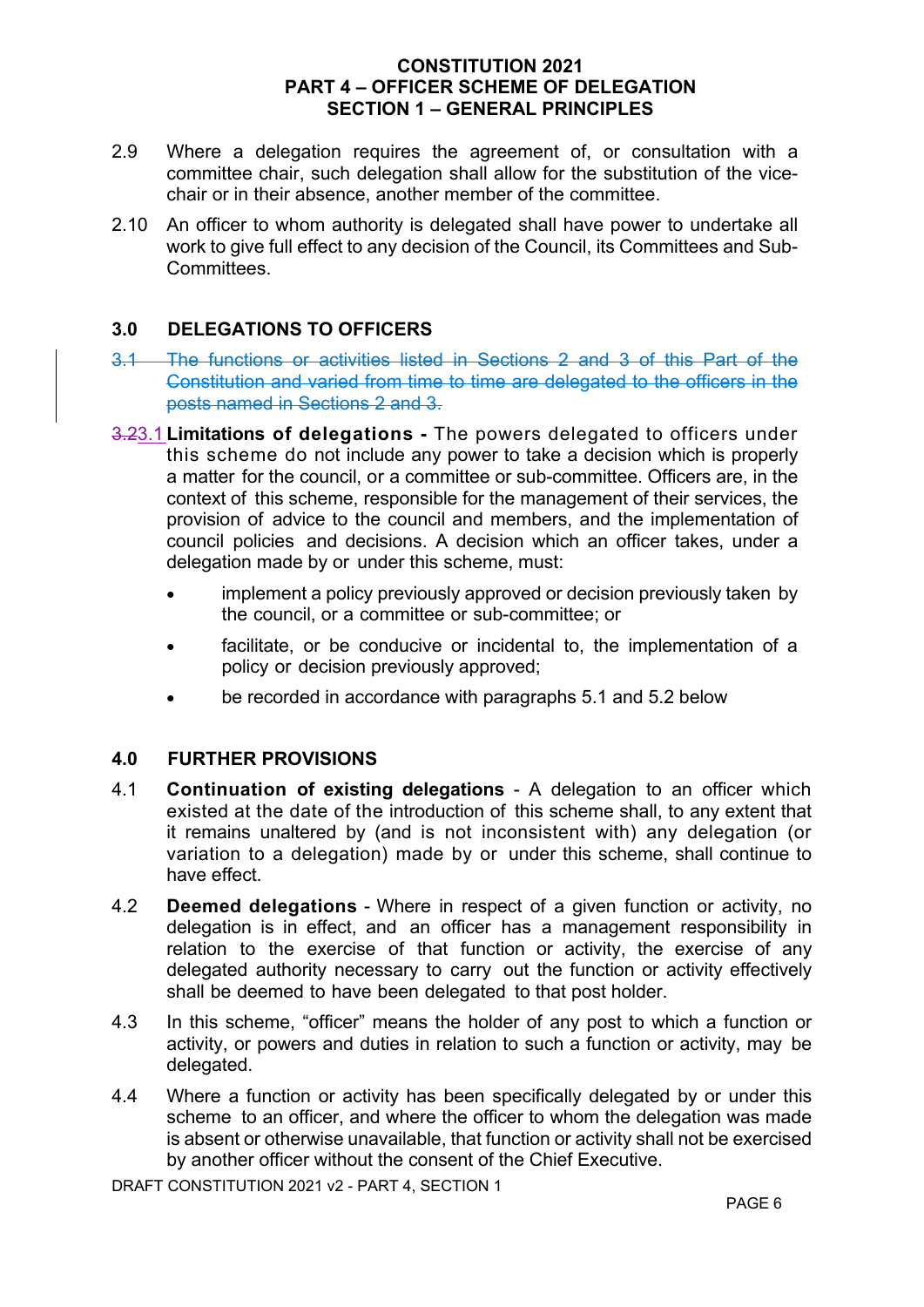2.9 Where a delegation requires the agreement of, or consultation with a committee chair, such delegation shall allow for the substitution of the vice-chair or in their absence, another member of the committee.

2.10 An officer to whom authority is delegated shall have power to undertake all work to give full effect to any decision of the Council, its Committees and Sub-Committees.

## 3.0 DELEGATIONS TO OFFICERS

~~3.1 The functions or activities listed in Sections 2 and 3 of this Part of the Constitution and varied from time to time are delegated to the officers in the posts named in Sections 2 and 3.~~

~~3.2~~3.1 **Limitations of delegations -** The powers delegated to officers under this scheme do not include any power to take a decision which is properly a matter for the council, or a committee or sub-committee. Officers are, in the context of this scheme, responsible for the management of their services, the provision of advice to the council and members, and the implementation of council policies and decisions. A decision which an officer takes, under a delegation made by or under this scheme, must:

- implement a policy previously approved or decision previously taken by the council, or a committee or sub-committee; or
- facilitate, or be conducive or incidental to, the implementation of a policy or decision previously approved;
- be recorded in accordance with paragraphs 5.1 and 5.2 below

## 4.0 FURTHER PROVISIONS

4.1 **Continuation of existing delegations** - A delegation to an officer which existed at the date of the introduction of this scheme shall, to any extent that it remains unaltered by (and is not inconsistent with) any delegation (or variation to a delegation) made by or under this scheme, shall continue to have effect.

4.2 **Deemed delegations** - Where in respect of a given function or activity, no delegation is in effect, and an officer has a management responsibility in relation to the exercise of that function or activity, the exercise of any delegated authority necessary to carry out the function or activity effectively shall be deemed to have been delegated to that post holder.

4.3 In this scheme, "officer" means the holder of any post to which a function or activity, or powers and duties in relation to such a function or activity, may be delegated.

4.4 Where a function or activity has been specifically delegated by or under this scheme to an officer, and where the officer to whom the delegation was made is absent or otherwise unavailable, that function or activity shall not be exercised by another officer without the consent of the Chief Executive.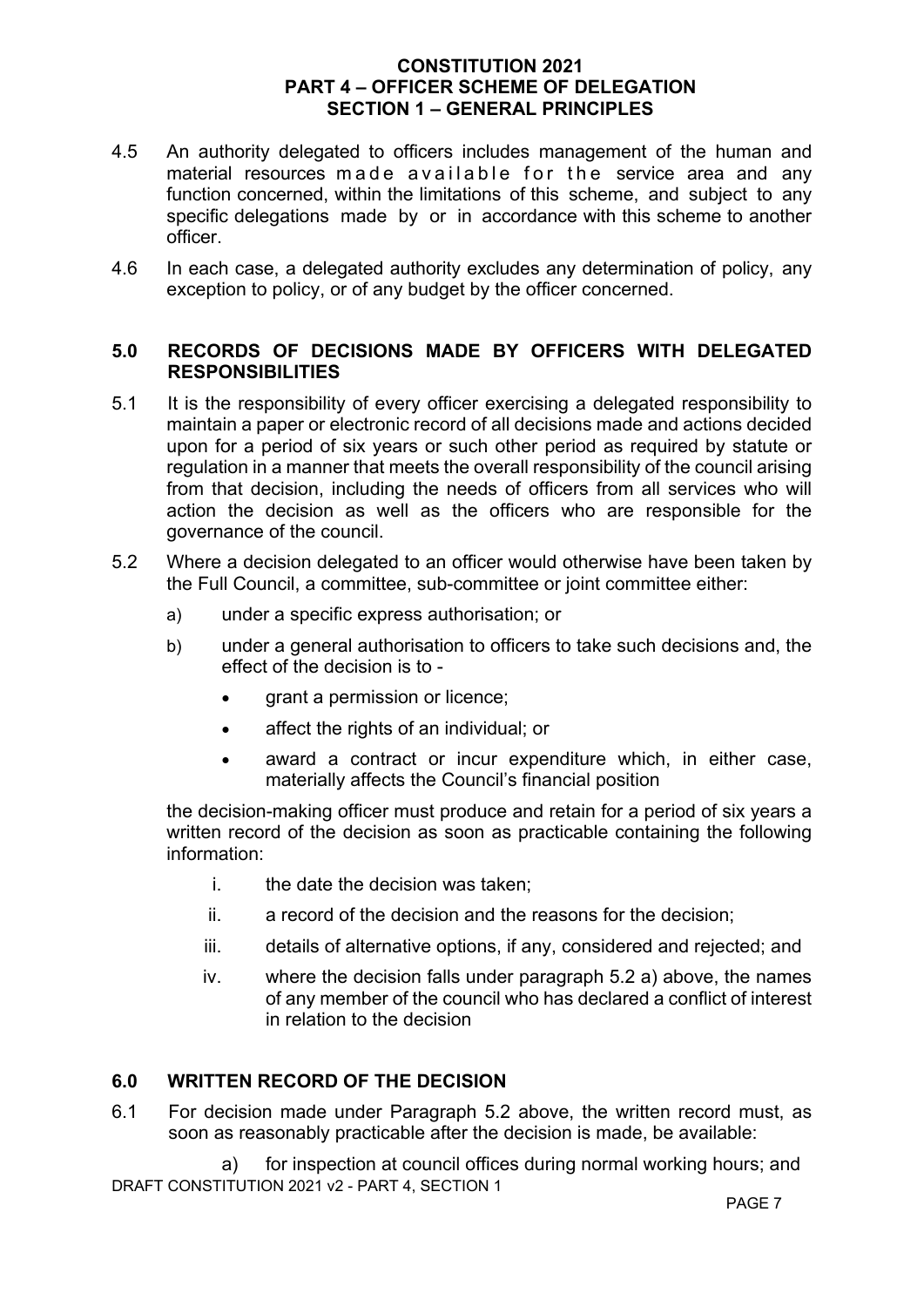4.5 An authority delegated to officers includes management of the human and material resources made available for the service area and any function concerned, within the limitations of this scheme, and subject to any specific delegations made by or in accordance with this scheme to another officer.

4.6 In each case, a delegated authority excludes any determination of policy, any exception to policy, or of any budget by the officer concerned.

## 5.0 RECORDS OF DECISIONS MADE BY OFFICERS WITH DELEGATED RESPONSIBILITIES

5.1 It is the responsibility of every officer exercising a delegated responsibility to maintain a paper or electronic record of all decisions made and actions decided upon for a period of six years or such other period as required by statute or regulation in a manner that meets the overall responsibility of the council arising from that decision, including the needs of officers from all services who will action the decision as well as the officers who are responsible for the governance of the council.

5.2 Where a decision delegated to an officer would otherwise have been taken by the Full Council, a committee, sub-committee or joint committee either:

a) under a specific express authorisation; or

b) under a general authorisation to officers to take such decisions and, the effect of the decision is to -

- grant a permission or licence;
- affect the rights of an individual; or
- award a contract or incur expenditure which, in either case, materially affects the Council's financial position

the decision-making officer must produce and retain for a period of six years a written record of the decision as soon as practicable containing the following information:

i. the date the decision was taken;

ii. a record of the decision and the reasons for the decision;

iii. details of alternative options, if any, considered and rejected; and

iv. where the decision falls under paragraph 5.2 a) above, the names of any member of the council who has declared a conflict of interest in relation to the decision

## 6.0 WRITTEN RECORD OF THE DECISION

6.1 For decision made under Paragraph 5.2 above, the written record must, as soon as reasonably practicable after the decision is made, be available:

a) for inspection at council offices during normal working hours; and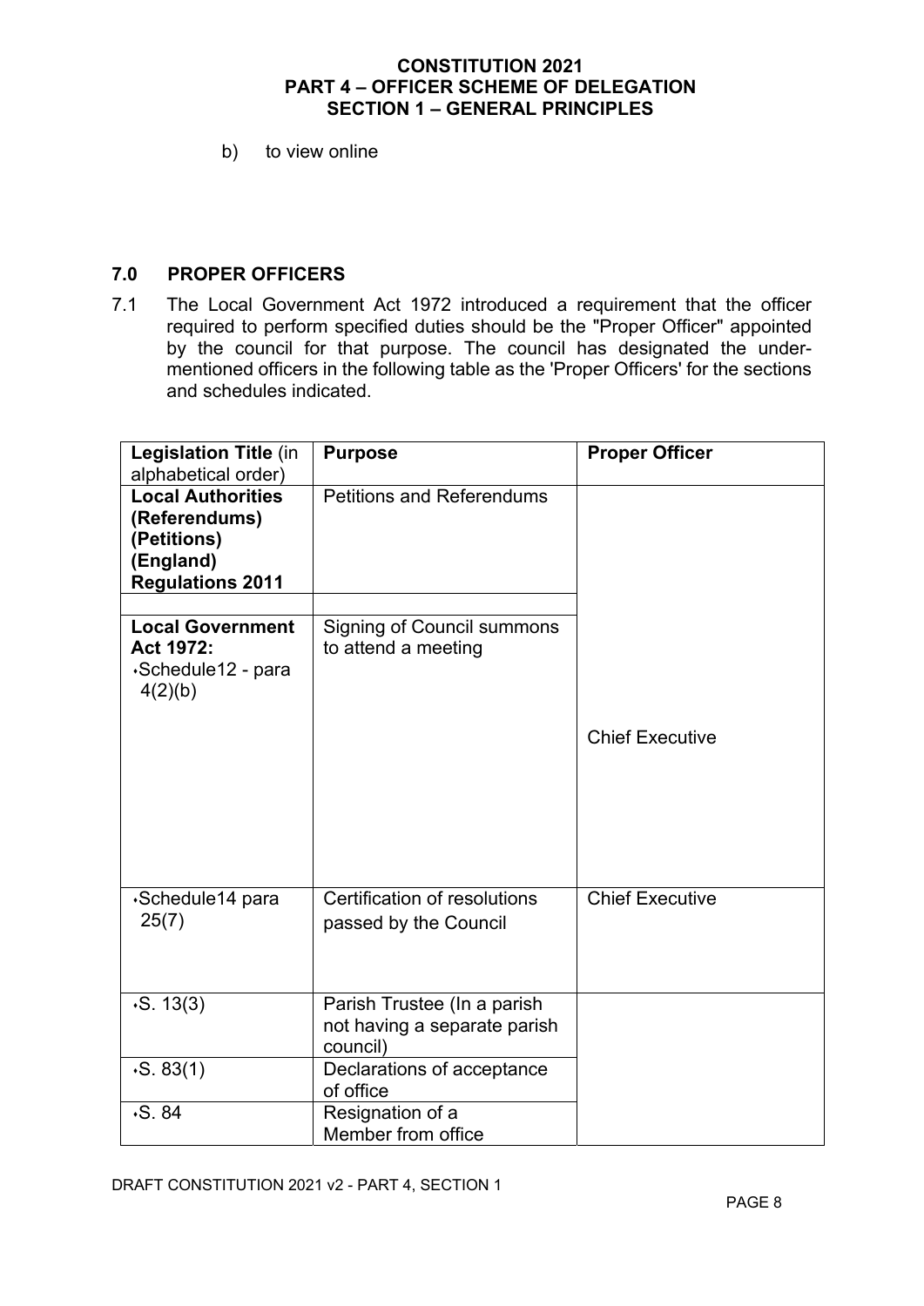b) to view online

## 7.0 PROPER OFFICERS

7.1 The Local Government Act 1972 introduced a requirement that the officer required to perform specified duties should be the "Proper Officer" appointed by the council for that purpose. The council has designated the under-mentioned officers in the following table as the 'Proper Officers' for the sections and schedules indicated.

| **Legislation Title** (in alphabetical order) | **Purpose** | **Proper Officer** |
|---|---|---|
| **Local Authorities (Referendums) (Petitions) (England) Regulations 2011** | Petitions and Referendums | Chief Executive |
| | | |
| **Local Government Act 1972:** • Schedule12 - para 4(2)(b) | Signing of Council summons to attend a meeting | |
| • Schedule14 para 25(7) | Certification of resolutions passed by the Council | Chief Executive |
| • S. 13(3) | Parish Trustee (In a parish not having a separate parish council) | |
| • S. 83(1) | Declarations of acceptance of office | |
| • S. 84 | Resignation of a Member from office | |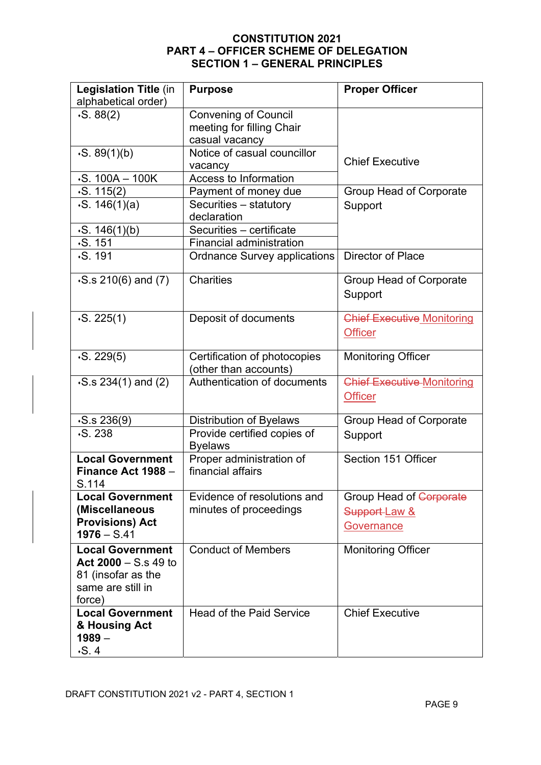# CONSTITUTION 2021
## PART 4 – OFFICER SCHEME OF DELEGATION
## SECTION 1 – GENERAL PRINCIPLES

| Legislation Title (in alphabetical order) | Purpose | Proper Officer |
|---|---|---|
| S. 88(2) | Convening of Council meeting for filling Chair casual vacancy | Chief Executive |
| S. 89(1)(b) | Notice of casual councillor vacancy | |
| S. 100A – 100K | Access to Information | |
| S. 115(2) | Payment of money due | Group Head of Corporate Support |
| S. 146(1)(a) | Securities – statutory declaration | |
| S. 146(1)(b) | Securities – certificate | |
| S. 151 | Financial administration | |
| S. 191 | Ordnance Survey applications | Director of Place |
| S.s 210(6) and (7) | Charities | Group Head of Corporate Support |
| S. 225(1) | Deposit of documents | ~~Chief Executive~~ Monitoring Officer |
| S. 229(5) | Certification of photocopies (other than accounts) | Monitoring Officer |
| S.s 234(1) and (2) | Authentication of documents | ~~Chief Executive~~ Monitoring Officer |
| S.s 236(9) | Distribution of Byelaws | Group Head of Corporate Support |
| S. 238 | Provide certified copies of Byelaws | |
| **Local Government Finance Act 1988** – S.114 | Proper administration of financial affairs | Section 151 Officer |
| **Local Government (Miscellaneous Provisions) Act 1976** – S.41 | Evidence of resolutions and minutes of proceedings | Group Head of ~~Corporate Support~~ Law & Governance |
| **Local Government Act 2000** – S.s 49 to 81 (insofar as the same are still in force) | Conduct of Members | Monitoring Officer |
| **Local Government & Housing Act 1989** – S. 4 | Head of the Paid Service | Chief Executive |

DRAFT CONSTITUTION 2021 v2 - PART 4, SECTION 1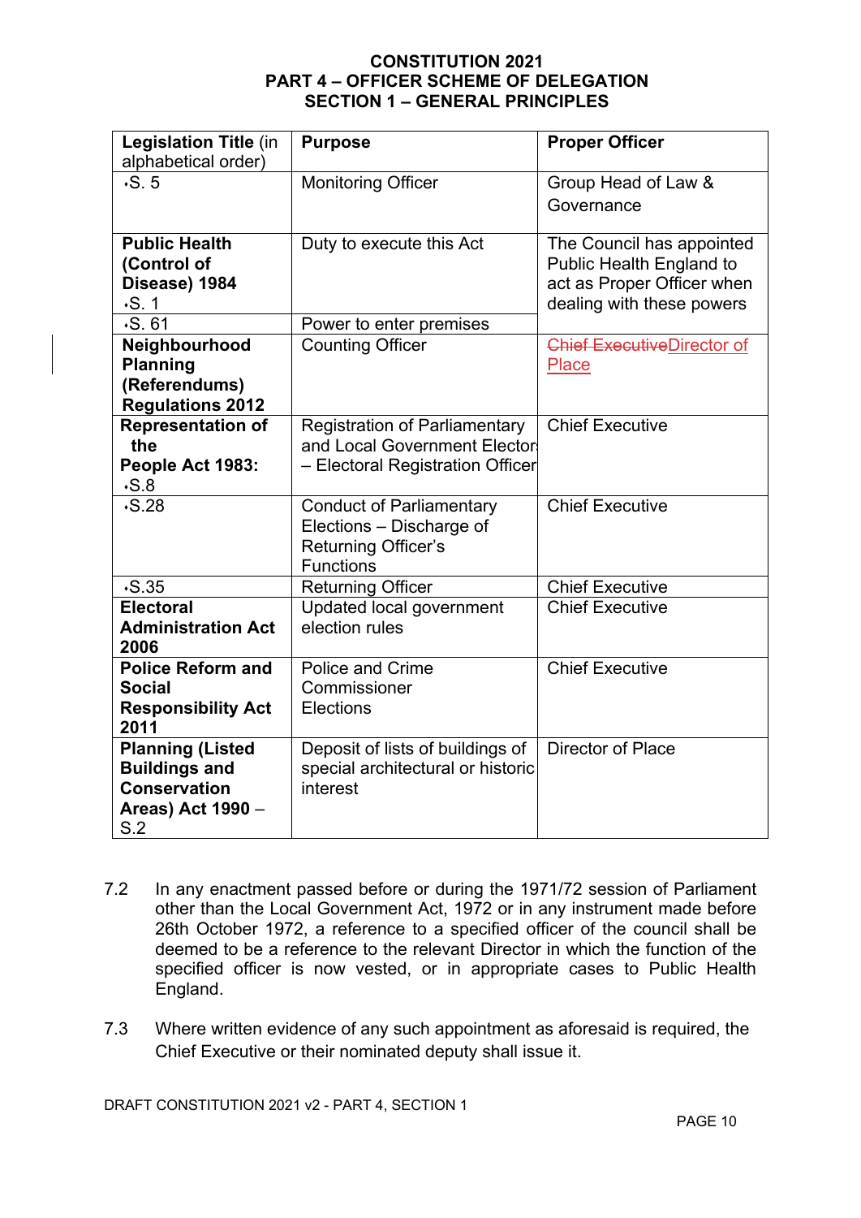# CONSTITUTION 2021
## PART 4 – OFFICER SCHEME OF DELEGATION
### SECTION 1 – GENERAL PRINCIPLES

| Legislation Title (in alphabetical order) | Purpose | Proper Officer |
|---|---|---|
| S. 5 | Monitoring Officer | Group Head of Law & Governance |
| **Public Health (Control of Disease) 1984** S. 1 | Duty to execute this Act | The Council has appointed Public Health England to act as Proper Officer when dealing with these powers |
| S. 61 | Power to enter premises | |
| **Neighbourhood Planning (Referendums) Regulations 2012** | Counting Officer | ~~Chief Executive~~Director of Place |
| **Representation of the People Act 1983:** S.8 | Registration of Parliamentary and Local Government Electors – Electoral Registration Officer | Chief Executive |
| S.28 | Conduct of Parliamentary Elections – Discharge of Returning Officer's Functions | Chief Executive |
| S.35 | Returning Officer | Chief Executive |
| **Electoral Administration Act 2006** | Updated local government election rules | Chief Executive |
| **Police Reform and Social Responsibility Act 2011** | Police and Crime Commissioner Elections | Chief Executive |
| **Planning (Listed Buildings and Conservation Areas) Act 1990** – S.2 | Deposit of lists of buildings of special architectural or historic interest | Director of Place |

7.2 In any enactment passed before or during the 1971/72 session of Parliament other than the Local Government Act, 1972 or in any instrument made before 26th October 1972, a reference to a specified officer of the council shall be deemed to be a reference to the relevant Director in which the function of the specified officer is now vested, or in appropriate cases to Public Health England.

7.3 Where written evidence of any such appointment as aforesaid is required, the Chief Executive or their nominated deputy shall issue it.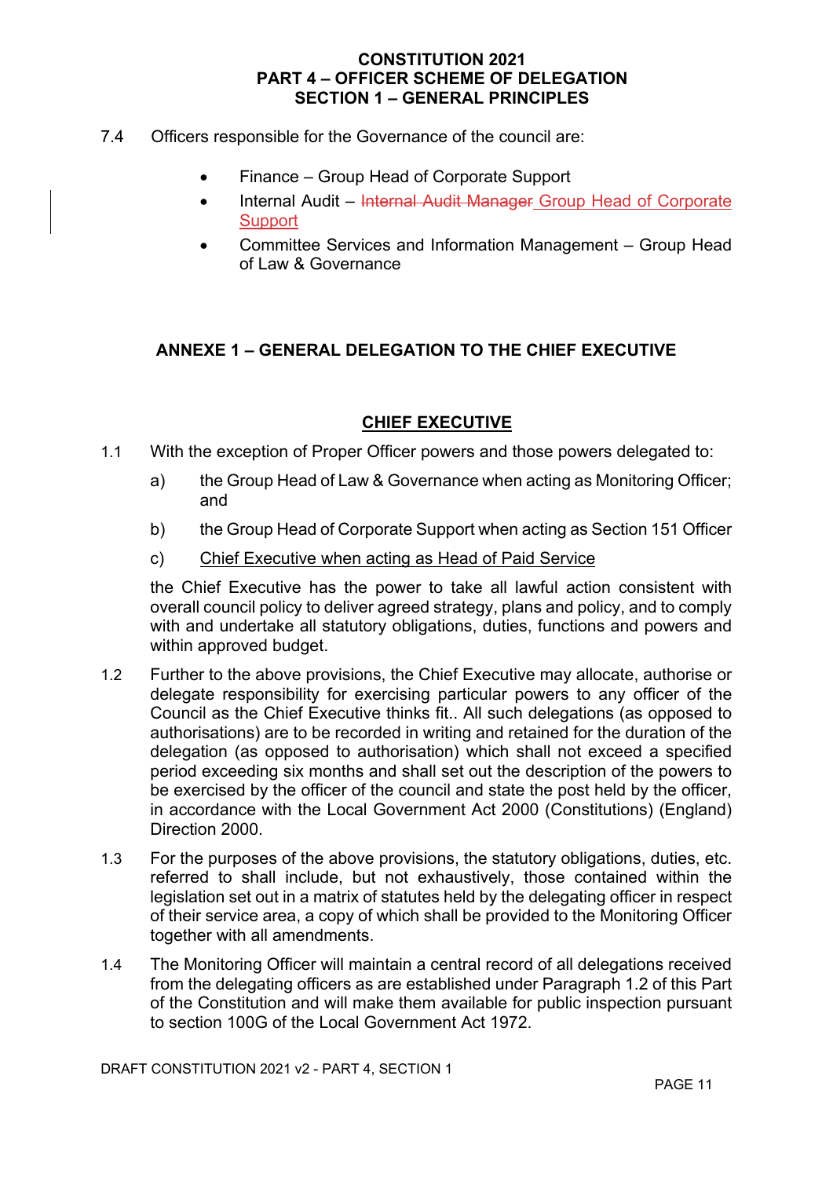# CONSTITUTION 2021
## PART 4 – OFFICER SCHEME OF DELEGATION
## SECTION 1 – GENERAL PRINCIPLES

7.4 Officers responsible for the Governance of the council are:

- Finance – Group Head of Corporate Support
- Internal Audit – ~~Internal Audit Manager~~ Group Head of Corporate Support
- Committee Services and Information Management – Group Head of Law & Governance

## ANNEXE 1 – GENERAL DELEGATION TO THE CHIEF EXECUTIVE

### CHIEF EXECUTIVE

1.1 With the exception of Proper Officer powers and those powers delegated to:

a) the Group Head of Law & Governance when acting as Monitoring Officer; and

b) the Group Head of Corporate Support when acting as Section 151 Officer

c) Chief Executive when acting as Head of Paid Service

the Chief Executive has the power to take all lawful action consistent with overall council policy to deliver agreed strategy, plans and policy, and to comply with and undertake all statutory obligations, duties, functions and powers and within approved budget.

1.2 Further to the above provisions, the Chief Executive may allocate, authorise or delegate responsibility for exercising particular powers to any officer of the Council as the Chief Executive thinks fit.. All such delegations (as opposed to authorisations) are to be recorded in writing and retained for the duration of the delegation (as opposed to authorisation) which shall not exceed a specified period exceeding six months and shall set out the description of the powers to be exercised by the officer of the council and state the post held by the officer, in accordance with the Local Government Act 2000 (Constitutions) (England) Direction 2000.

1.3 For the purposes of the above provisions, the statutory obligations, duties, etc. referred to shall include, but not exhaustively, those contained within the legislation set out in a matrix of statutes held by the delegating officer in respect of their service area, a copy of which shall be provided to the Monitoring Officer together with all amendments.

1.4 The Monitoring Officer will maintain a central record of all delegations received from the delegating officers as are established under Paragraph 1.2 of this Part of the Constitution and will make them available for public inspection pursuant to section 100G of the Local Government Act 1972.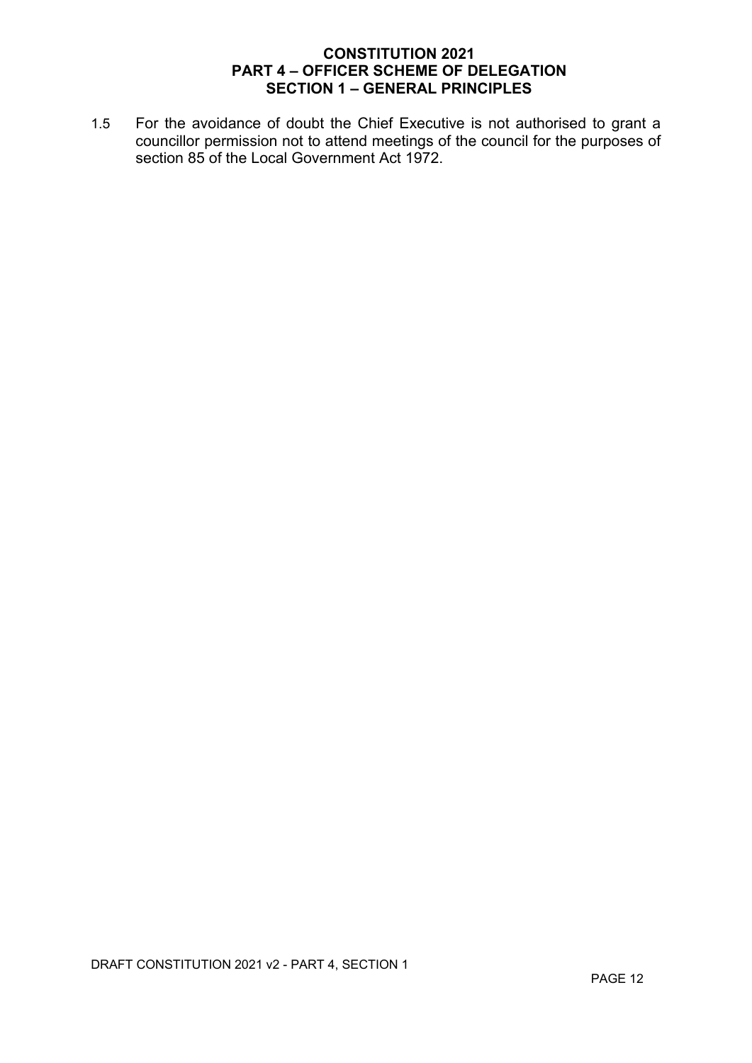1.5 For the avoidance of doubt the Chief Executive is not authorised to grant a councillor permission not to attend meetings of the council for the purposes of section 85 of the Local Government Act 1972.